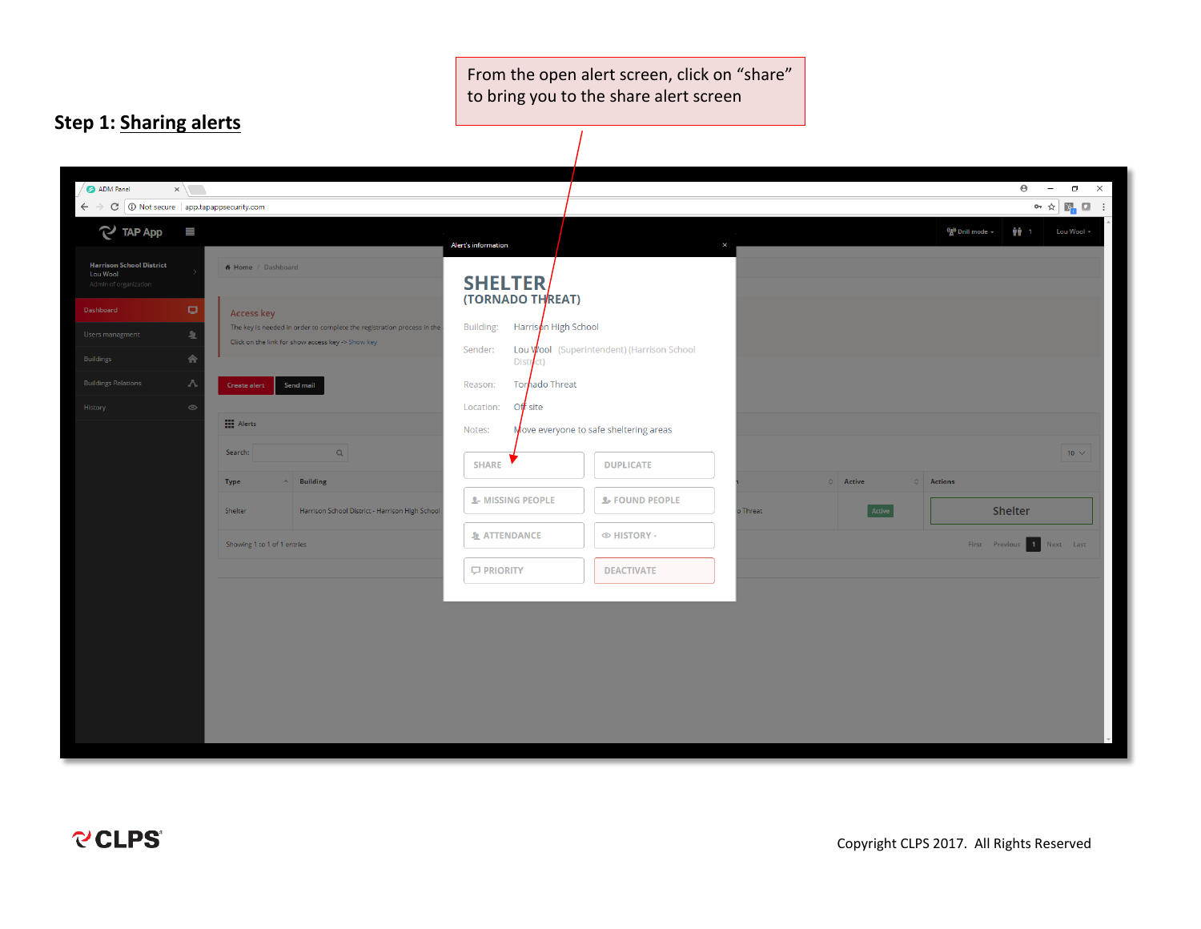### Step 1: Sharing alerts

From the open alert screen, click on "share" to bring you to the share alert screen

Copyright CLPS 2017. All Rights Reserved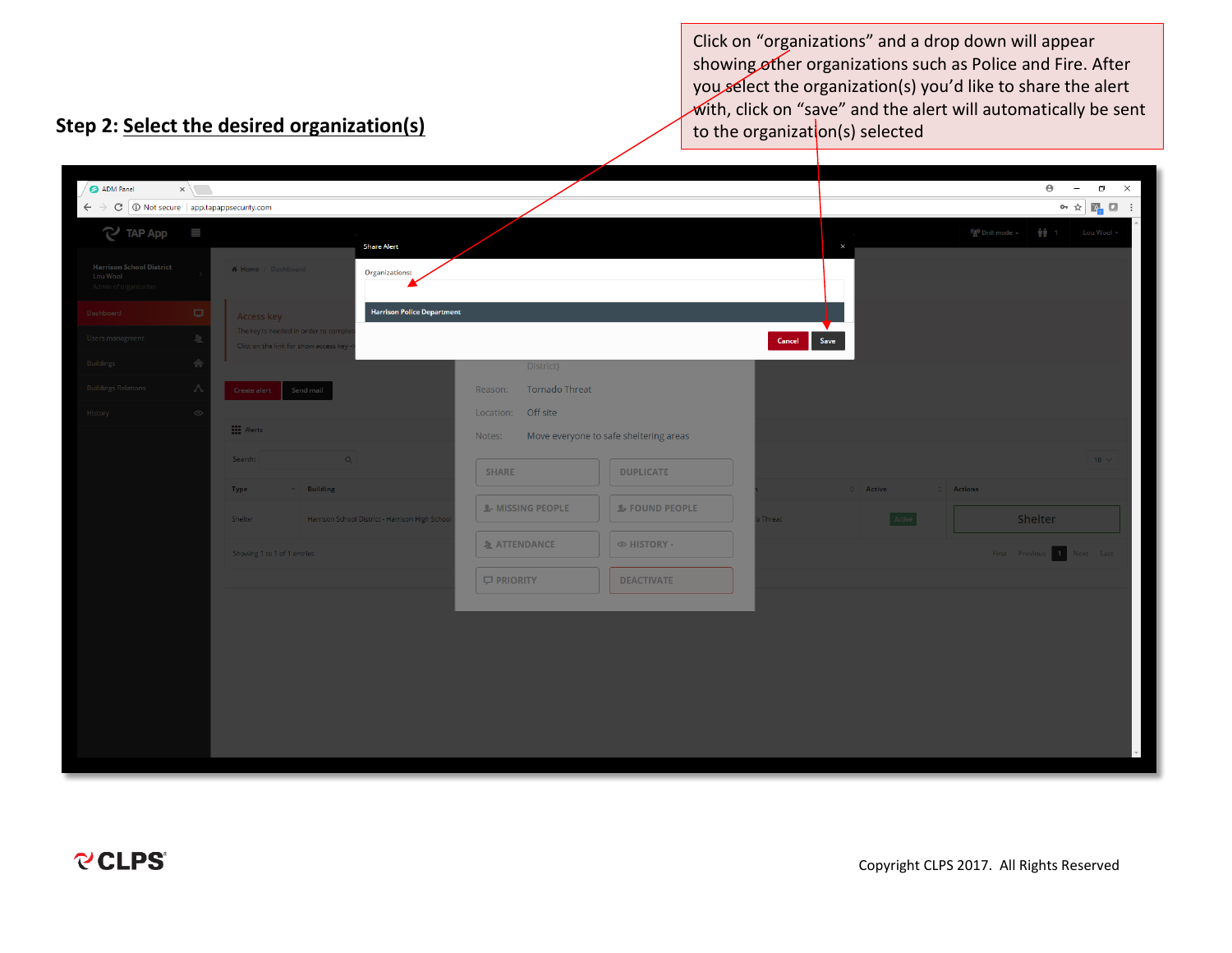## Step 2: Select the desired organization(s)

Click on "organizations" and a drop down will appear showing other organizations such as Police and Fire. After you select the organization(s) you'd like to share the alert with, click on "save" and the alert will automatically be sent to the organization(s) selected

CLPS

Copyright CLPS 2017. All Rights Reserved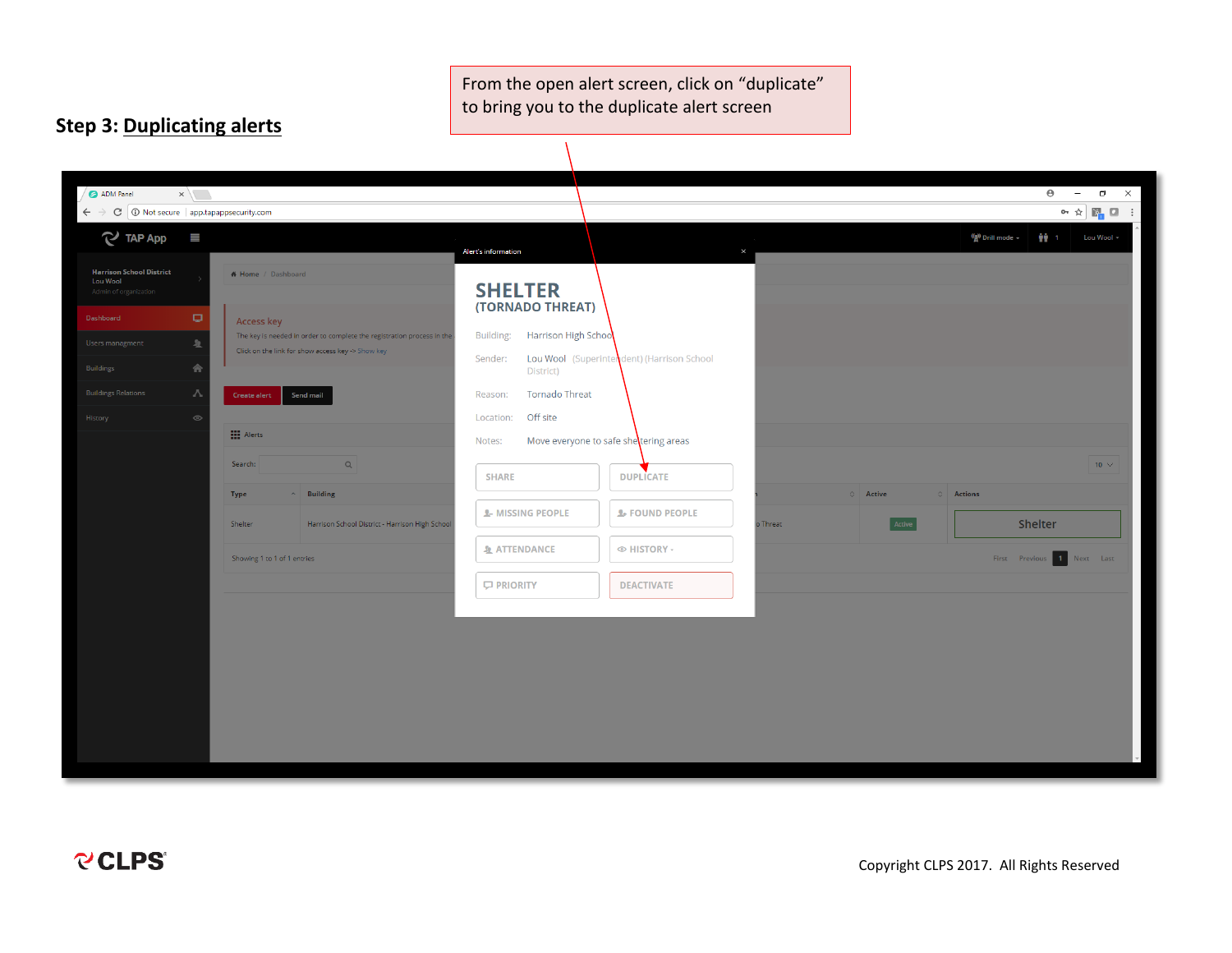## Step 3: Duplicating alerts

From the open alert screen, click on “duplicate” to bring you to the duplicate alert screen

ADM Panel

Not secure | app.tapappsecurity.com

TAP App

Drill mode | 1 | Lou Wool

Harrison School District
Lou Wool
Admin of organization

Dashboard

Users managment

Buildings

Buildings Relations

History

Home / Dashboard

Access key

The key is needed in order to complete the registration process in the

Click on the link for show access key -> Show key

Create alert | Send mail

Alerts

Search:

| Type | Building | | Active | Actions |
|---|---|---|---|---|
| Shelter | Harrison School District - Harrison High School | o Threat | Active | Shelter |

Showing 1 to 1 of 1 entries

First | Previous | 1 | Next | Last

Alert's information

**SHELTER**
**(TORNADO THREAT)**

Building: Harrison High School

Sender: Lou Wool (Superintendent) (Harrison School District)

Reason: Tornado Threat

Location: Off site

Notes: Move everyone to safe sheltering areas

SHARE | DUPLICATE

MISSING PEOPLE | FOUND PEOPLE

ATTENDANCE | HISTORY

PRIORITY | DEACTIVATE

CLPS

Copyright CLPS 2017. All Rights Reserved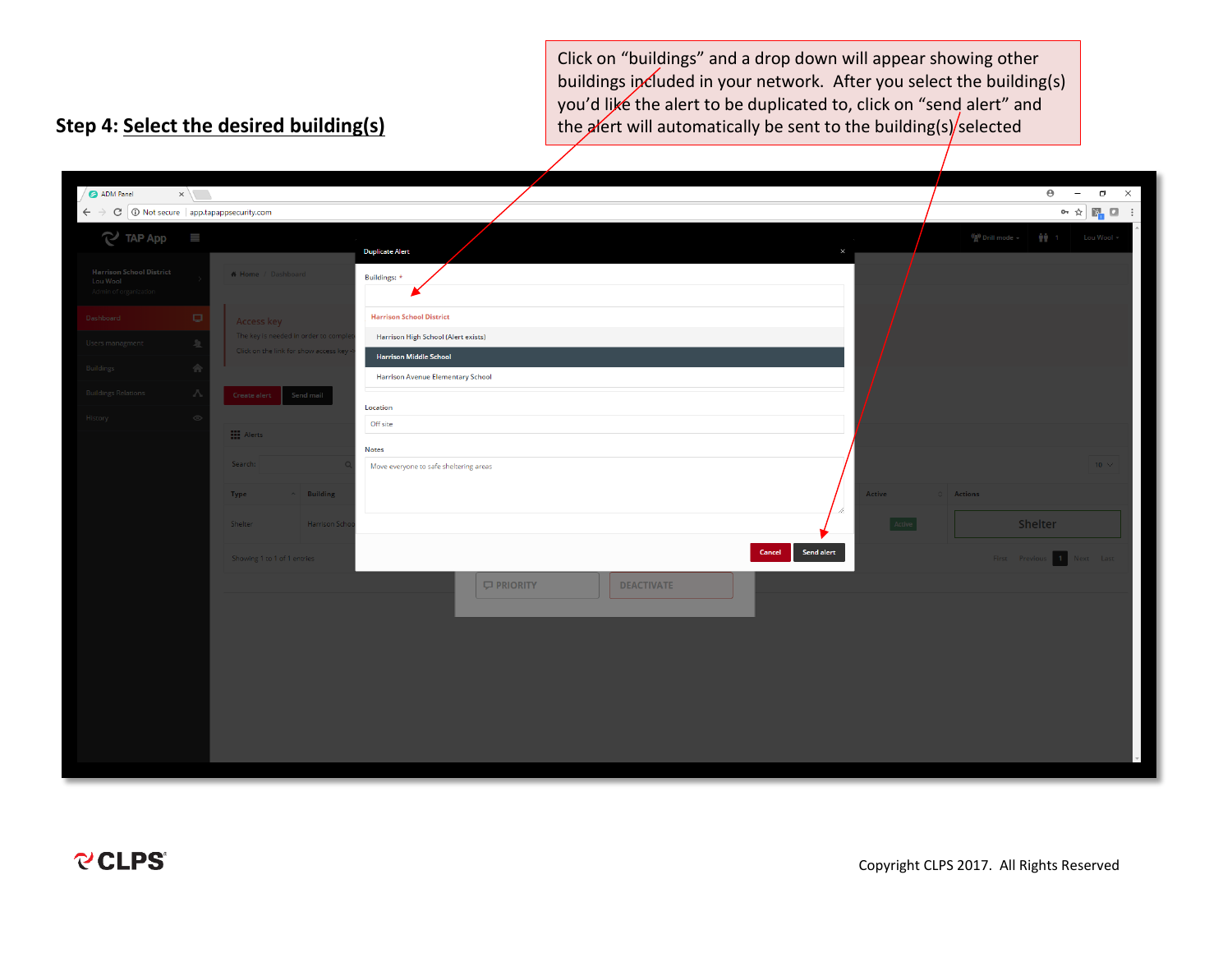**Step 4: Select the desired building(s)**

Click on "buildings" and a drop down will appear showing other buildings included in your network. After you select the building(s) you'd like the alert to be duplicated to, click on "send alert" and the alert will automatically be sent to the building(s) selected

Copyright CLPS 2017. All Rights Reserved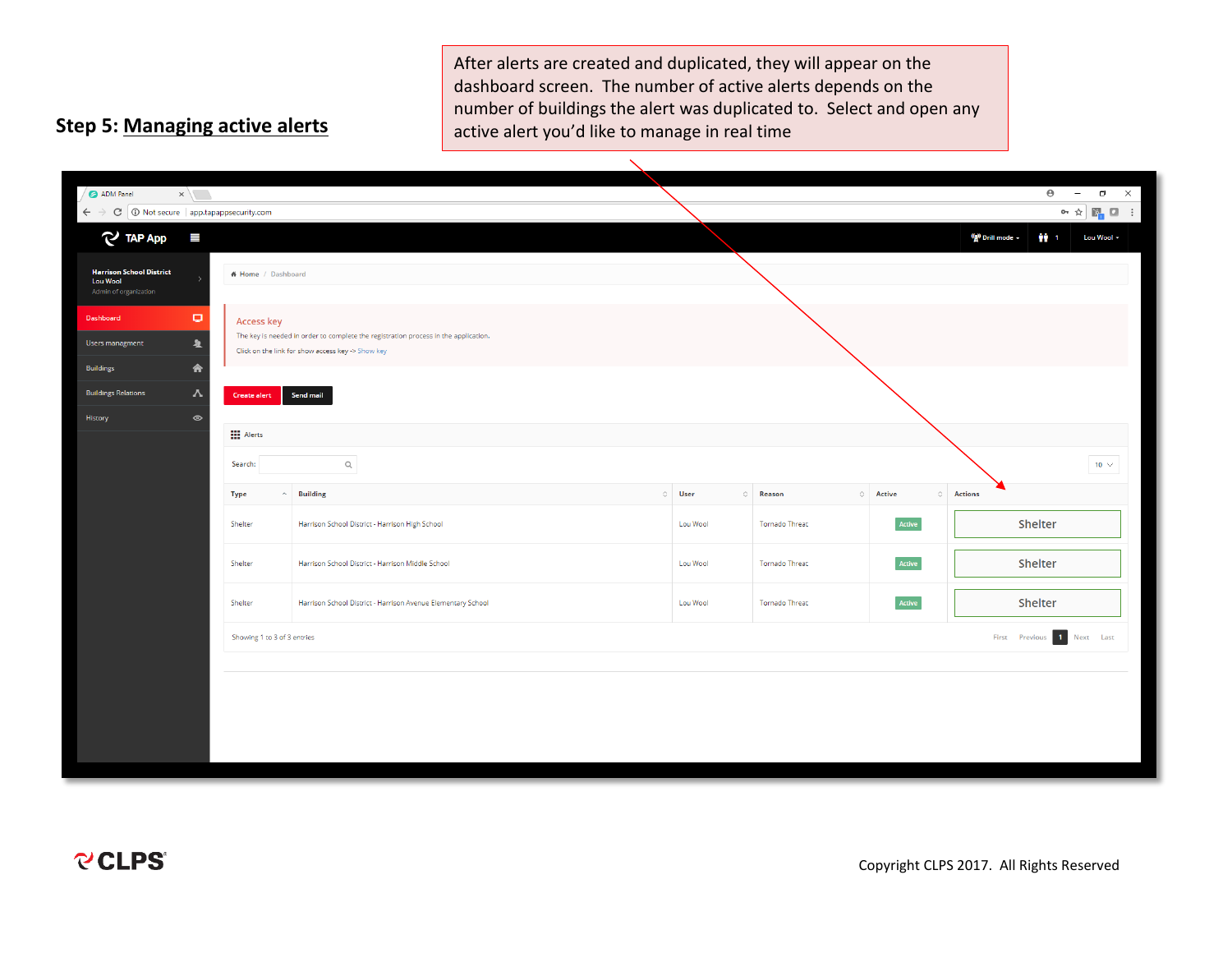## Step 5: Managing active alerts

After alerts are created and duplicated, they will appear on the dashboard screen. The number of active alerts depends on the number of buildings the alert was duplicated to. Select and open any active alert you'd like to manage in real time

ADM Panel

Not secure | app.tapappsecurity.com

TAP App

Drill mode | 1 | Lou Wool

Harrison School District
Lou Wool
Admin of organization

- Dashboard
- Users managment
- Buildings
- Buildings Relations
- History

Home / Dashboard

Access key
The key is needed in order to complete the registration process in the application.
Click on the link for show access key -> Show key

Create alert | Send mail

Alerts

Search:

10

| Type | Building | User | Reason | Active | Actions |
| --- | --- | --- | --- | --- | --- |
| Shelter | Harrison School District - Harrison High School | Lou Wool | Tornado Threat | Active | Shelter |
| Shelter | Harrison School District - Harrison Middle School | Lou Wool | Tornado Threat | Active | Shelter |
| Shelter | Harrison School District - Harrison Avenue Elementary School | Lou Wool | Tornado Threat | Active | Shelter |

Showing 1 to 3 of 3 entries

First Previous 1 Next Last

CLPS

Copyright CLPS 2017. All Rights Reserved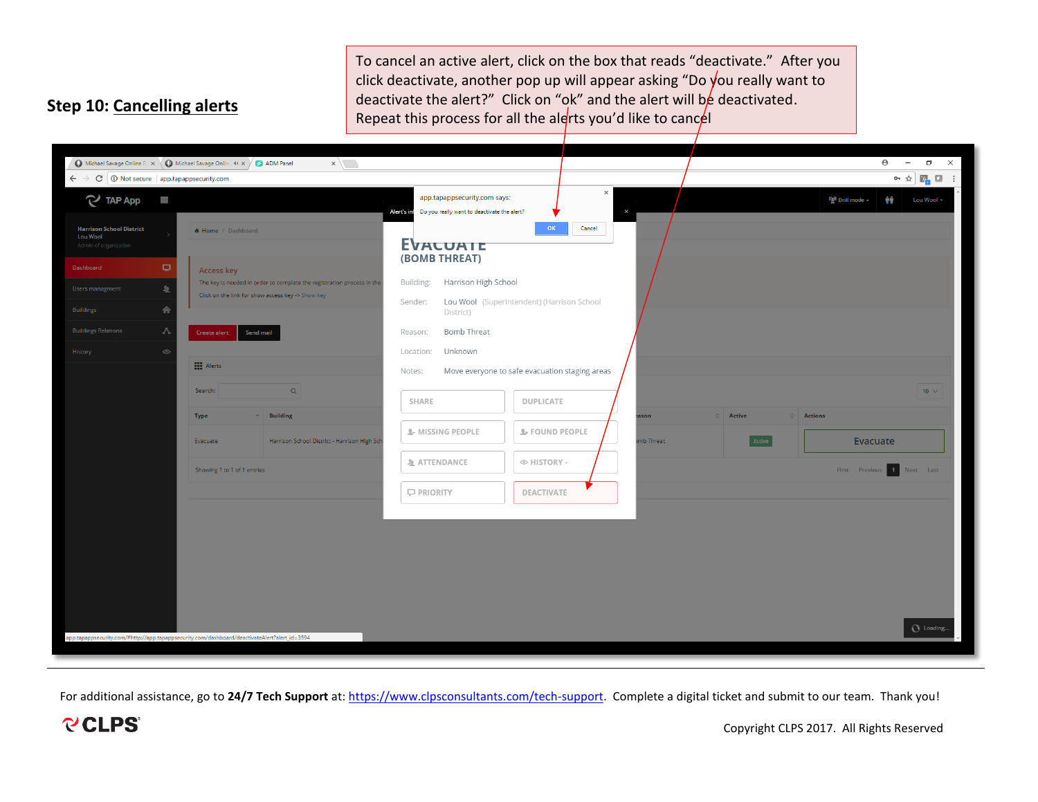**Step 10: Cancelling alerts**

To cancel an active alert, click on the box that reads "deactivate." After you click deactivate, another pop up will appear asking "Do you really want to deactivate the alert?" Click on "ok" and the alert will be deactivated. Repeat this process for all the alerts you'd like to cancel

For additional assistance, go to **24/7 Tech Support** at: https://www.clpsconsultants.com/tech-support. Complete a digital ticket and submit to our team. Thank you!

CLPS

Copyright CLPS 2017. All Rights Reserved